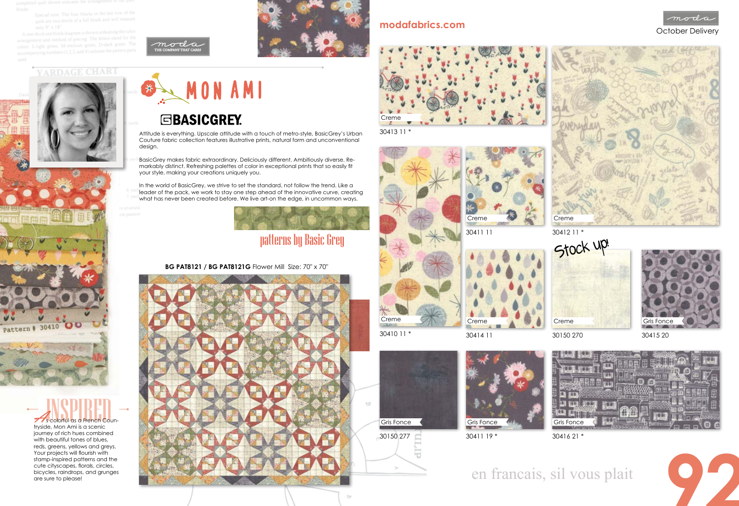# MON AMI

## BASICGREY

Attitude is everything. Upscale attitude with a touch of metro-style, BasicGrey's Urban Couture fabric collection features illustrative prints, natural form and unconventional design.

BasicGrey makes fabric extraordinary. Deliciously different. Ambitiously diverse. Remarkably distinct. Refreshing palettes of color in exceptional prints that so easily fit your style, making your creations uniquely you.

In the world of BasicGrey, we strive to set the standard, not follow the trend. Like a leader of the pack, we work to stay one step ahead of the innovative curve, creating what has never been created before. We live art-on the edge, in uncommon ways.

## patterns by Basic Grey

**BG PAT8121 / BG PAT8121G** Flower Mill Size: 70" x 70"

## INSPIRED

As colorful as a French Countryside, Mon Ami is a scenic journey of rich hues combined with beautiful tones of blues, reds, greens, yellows and greys. Your projects will flourish with stamp-inspired patterns and the cute cityscapes, florals, circles, bicycles, raindrops, and grunges are sure to please!

**modafabrics.com**

October Delivery

Creme — 30413 11 *

Creme — 30411 11

Creme — 30412 11 *

Creme — 30410 11 *

Creme — 30414 11

Stock up!

Creme — 30150 270

Gris Fonce — 30415 20

Gris Fonce — 30150 277

Gris Fonce — 30411 19 *

Gris Fonce — 30416 21 *

en francais, sil vous plait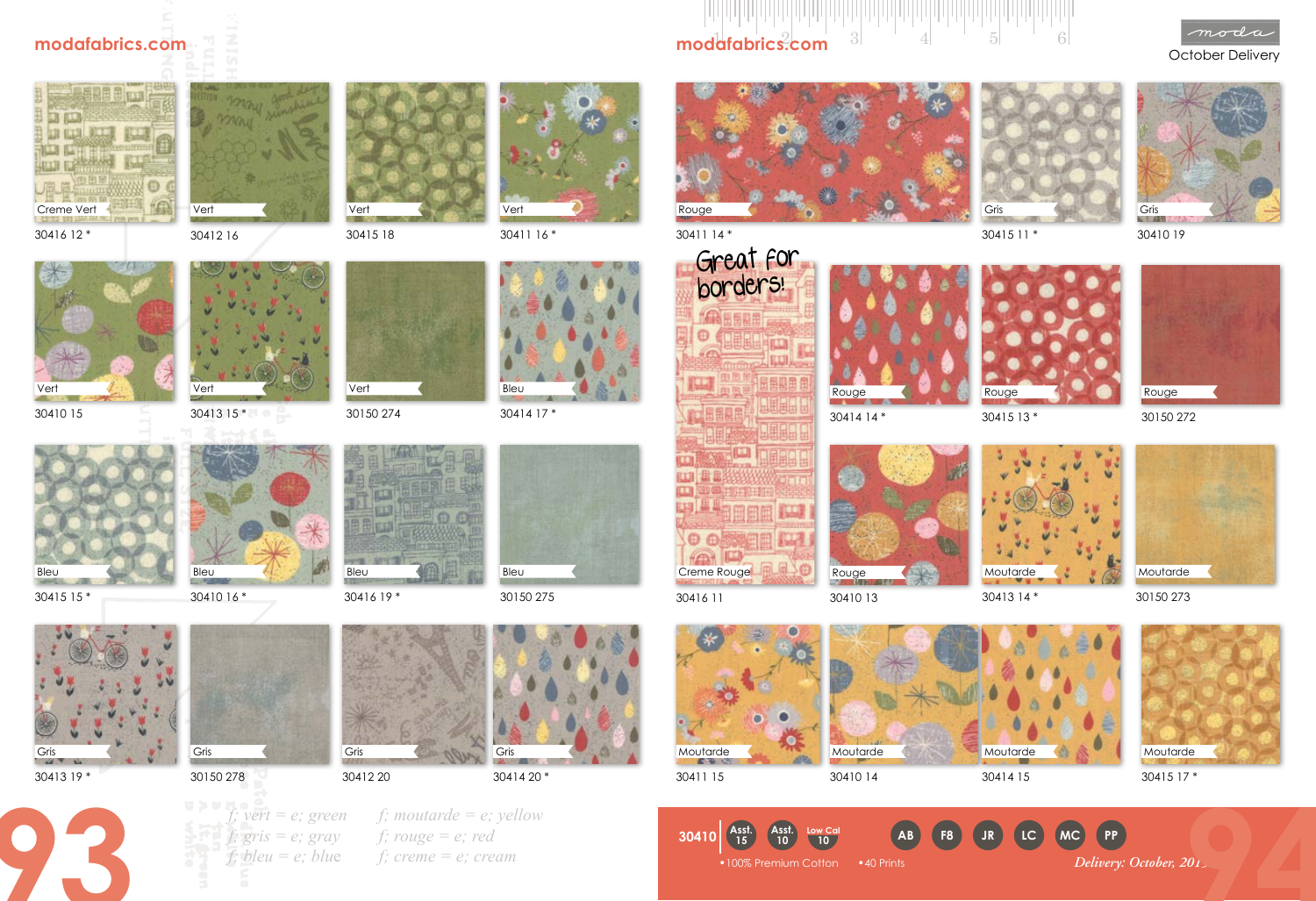modafabrics.com

Creme Vert
30416 12 *

Vert
30412 16

Vert
30415 18

Vert
30411 16 *

Vert
30410 15

Vert
30413 15 *

Vert
30150 274

Bleu
30414 17 *

Bleu
30415 15 *

Bleu
30410 16 *

Bleu
30416 19 *

Bleu
30150 275

Gris
30413 19 *

Gris
30150 278

Gris
30412 20

Gris
30414 20 *

*f; vert = e; green*
*f; gris = e; gray*
*f; bleu = e; blue*
*f; moutarde = e; yellow*
*f; rouge = e; red*
*f; creme = e; cream*

modafabrics.com

October Delivery

Rouge
30411 14 *

Gris
30415 11 *

Gris
30410 19

Great for borders!

Creme Rouge
30416 11

Rouge
30414 14 *

Rouge
30415 13 *

Rouge
30150 272

Rouge
30410 13

Moutarde
30413 14 *

Moutarde
30150 273

Moutarde
30411 15

Moutarde
30410 14

Moutarde
30414 15

Moutarde
30415 17 *

30410 | Asst. 15 | Asst. 10 | Low Cal 10 | AB | F8 | JR | LC | MC | PP

• 100% Premium Cotton • 40 Prints

*Delivery: October, 201*